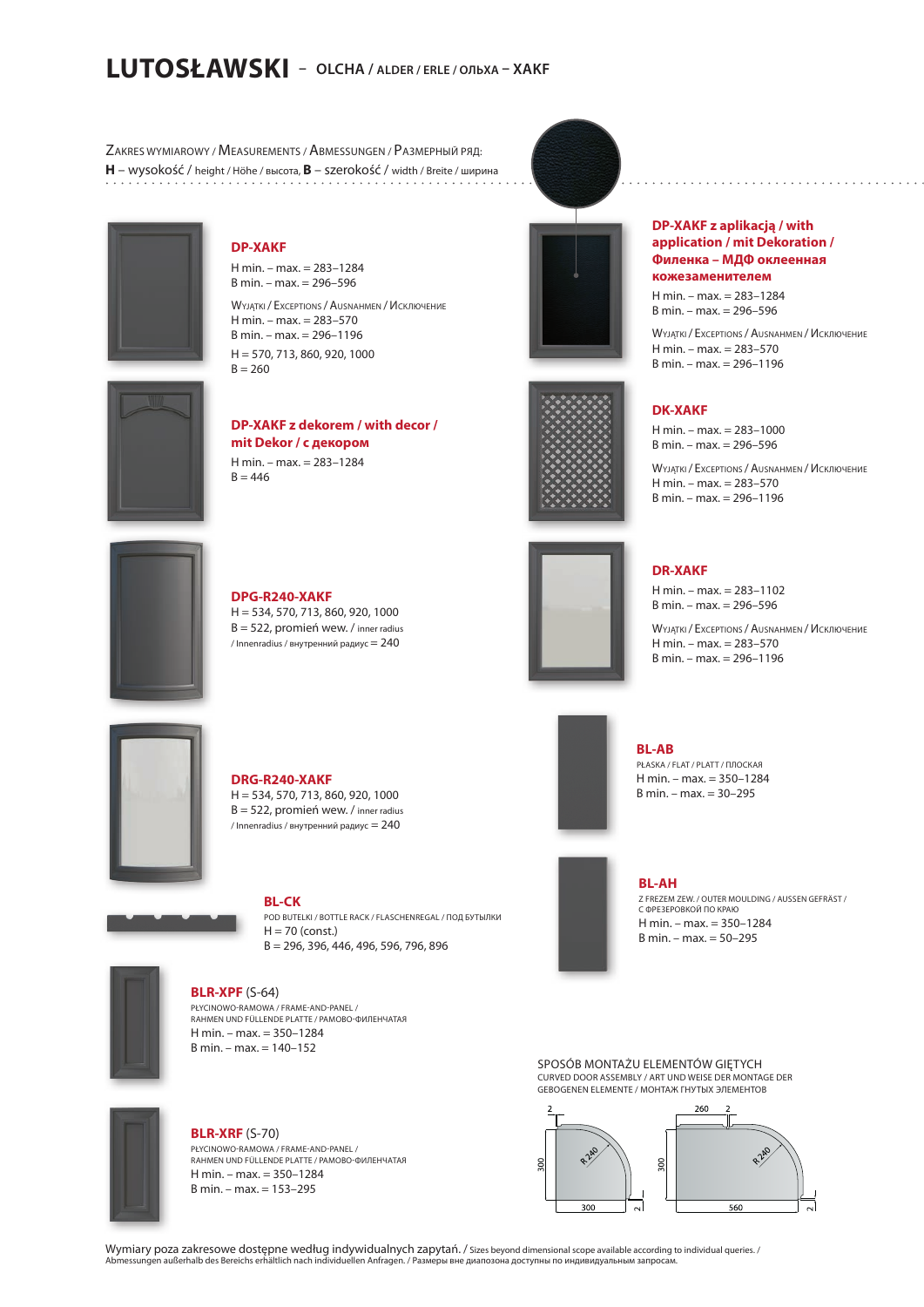# LUTOSŁAWSKI – OLCHA / ALDER / ERLE / ОЛЬХА – XAKF

ZAKRES WYMIAROWY / MEASUREMENTS / ABMESSUNGEN / РАЗМЕРНЫЙ РЯД:
**H** – wysokość / height / Höhe / высота, **B** – szerokość / width / Breite / ширина

## DP-XAKF

H min. – max. = 283–1284
B min. – max. = 296–596

WYJĄTKI / EXCEPTIONS / AUSNAHMEN / ИСКЛЮЧЕНИЕ
H min. – max. = 283–570
B min. – max. = 296–1196

H = 570, 713, 860, 920, 1000
B = 260

## DP-XAKF z dekorem / with decor / mit Dekor / с декором

H min. – max. = 283–1284
B = 446

## DPG-R240-XAKF

H = 534, 570, 713, 860, 920, 1000
B = 522, promień wew. / inner radius / Innenradius / внутренний радиус = 240

## DRG-R240-XAKF

H = 534, 570, 713, 860, 920, 1000
B = 522, promień wew. / inner radius / Innenradius / внутренний радиус = 240

## BL-CK

POD BUTELKI / BOTTLE RACK / FLASCHENREGAL / ПОД БУТЫЛКИ
H = 70 (const.)
B = 296, 396, 446, 496, 596, 796, 896

## BLR-XPF (S-64)

PŁYCINOWO-RAMOWA / FRAME-AND-PANEL / RAHMEN UND FÜLLENDE PLATTE / РАМОВО-ФИЛЕНЧАТАЯ
H min. – max. = 350–1284
B min. – max. = 140–152

## BLR-XRF (S-70)

PŁYCINOWO-RAMOWA / FRAME-AND-PANEL / RAHMEN UND FÜLLENDE PLATTE / РАМОВО-ФИЛЕНЧАТАЯ
H min. – max. = 350–1284
B min. – max. = 153–295

## DP-XAKF z aplikacją / with application / mit Dekoration / Филенка – МДФ оклеенная кожезаменителем

H min. – max. = 283–1284
B min. – max. = 296–596

WYJĄTKI / EXCEPTIONS / AUSNAHMEN / ИСКЛЮЧЕНИЕ
H min. – max. = 283–570
B min. – max. = 296–1196

## DK-XAKF

H min. – max. = 283–1000
B min. – max. = 296–596

WYJĄTKI / EXCEPTIONS / AUSNAHMEN / ИСКЛЮЧЕНИЕ
H min. – max. = 283–570
B min. – max. = 296–1196

## DR-XAKF

H min. – max. = 283–1102
B min. – max. = 296–596

WYJĄTKI / EXCEPTIONS / AUSNAHMEN / ИСКЛЮЧЕНИЕ
H min. – max. = 283–570
B min. – max. = 296–1196

## BL-AB

PŁASKA / FLAT / PLATT / ПЛОСКАЯ
H min. – max. = 350–1284
B min. – max. = 30–295

## BL-AH

Z FREZEM ZEW. / OUTER MOULDING / AUSSEN GEFRÄST / С ФРЕЗЕРОВКОЙ ПО КРАЮ
H min. – max. = 350–1284
B min. – max. = 50–295

## SPOSÓB MONTAŻU ELEMENTÓW GIĘTYCH

CURVED DOOR ASSEMBLY / ART UND WEISE DER MONTAGE DER GEBOGENEN ELEMENTE / МОНТАЖ ГНУТЫХ ЭЛЕМЕНТОВ

2, 300, R 240, 300, 2 | 260, 2, 300, R 240, 560, 2

Wymiary poza zakresowe dostępne według indywidualnych zapytań. / Sizes beyond dimensional scope available according to individual queries. / Abmessungen außerhalb des Bereichs erhältlich nach individuellen Anfragen. / Размеры вне диапозона доступны по индивидуальным запросам.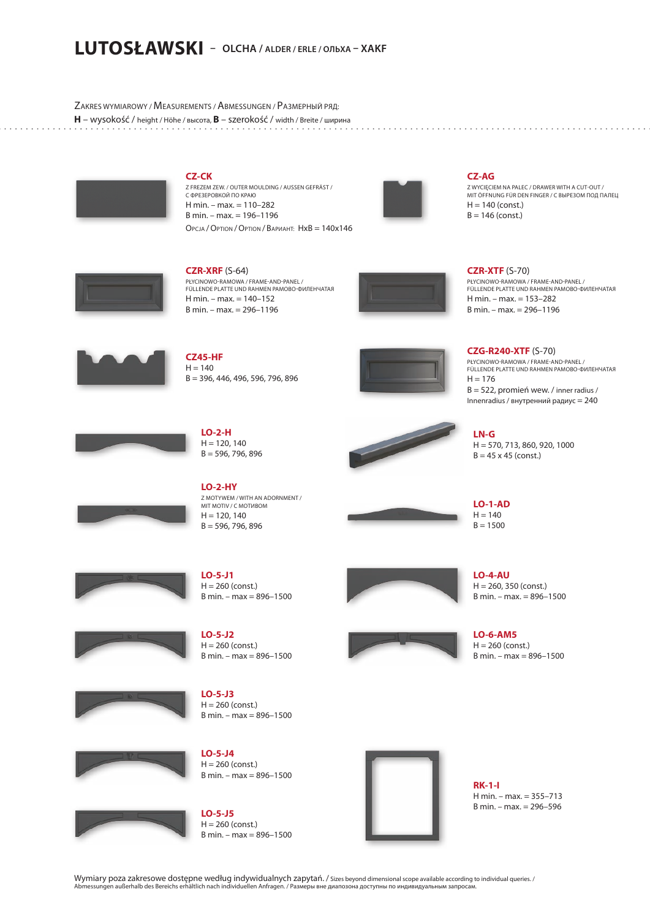# LUTOSŁAWSKI – OLCHA / ALDER / ERLE / ОЛЬХА – XAKF

Zakres wymiarowy / Measurements / Abmessungen / Размерный ряд:
**H** – wysokość / height / Höhe / высота, **B** – szerokość / width / Breite / ширина

**CZ-CK**
Z FREZEM ZEW. / OUTER MOULDING / AUSSEN GEFRÄST / С ФРЕЗЕРОВКОЙ ПО КРАЮ
H min. – max. = 110–282
B min. – max. = 196–1196
Opcja / Option / Option / Вариант: HxB = 140x146

**CZ-AG**
Z WYCIĘCIEM NA PALEC / DRAWER WITH A CUT-OUT / MIT ÖFFNUNG FÜR DEN FINGER / С ВЫРЕЗОМ ПОД ПАЛЕЦ
H = 140 (const.)
B = 146 (const.)

**CZR-XRF** (S-64)
PŁYCINOWO-RAMOWA / FRAME-AND-PANEL / FÜLLENDE PLATTE UND RAHMEN РАМОВО-ФИЛЕНЧАТАЯ
H min. – max. = 140–152
B min. – max. = 296–1196

**CZR-XTF** (S-70)
PŁYCINOWO-RAMOWA / FRAME-AND-PANEL / FÜLLENDE PLATTE UND RAHMEN РАМОВО-ФИЛЕНЧАТАЯ
H min. – max. = 153–282
B min. – max. = 296–1196

**CZ45-HF**
H = 140
B = 396, 446, 496, 596, 796, 896

**CZG-R240-XTF** (S-70)
PŁYCINOWO-RAMOWA / FRAME-AND-PANEL / FÜLLENDE PLATTE UND RAHMEN РАМОВО-ФИЛЕНЧАТАЯ
H = 176
B = 522, promień wew. / inner radius / Innenradius / внутренний радиус = 240

**LO-2-H**
H = 120, 140
B = 596, 796, 896

**LN-G**
H = 570, 713, 860, 920, 1000
B = 45 x 45 (const.)

**LO-2-HY**
Z MOTYWEM / WITH AN ADORNMENT / MIT MOTIV / С МОТИВОМ
H = 120, 140
B = 596, 796, 896

**LO-1-AD**
H = 140
B = 1500

**LO-5-J1**
H = 260 (const.)
B min. – max = 896–1500

**LO-4-AU**
H = 260, 350 (const.)
B min. – max. = 896–1500

**LO-5-J2**
H = 260 (const.)
B min. – max = 896–1500

**LO-6-AM5**
H = 260 (const.)
B min. – max = 896–1500

**LO-5-J3**
H = 260 (const.)
B min. – max = 896–1500

**LO-5-J4**
H = 260 (const.)
B min. – max = 896–1500

**RK-1-I**
H min. – max. = 355–713
B min. – max. = 296–596

**LO-5-J5**
H = 260 (const.)
B min. – max = 896–1500

Wymiary poza zakresowe dostępne według indywidualnych zapytań. / Sizes beyond dimensional scope available according to individual queries. / Abmessungen außerhalb des Bereichs erhältlich nach individuellen Anfragen. / Размеры вне диапозона доступны по индивидуальным запросам.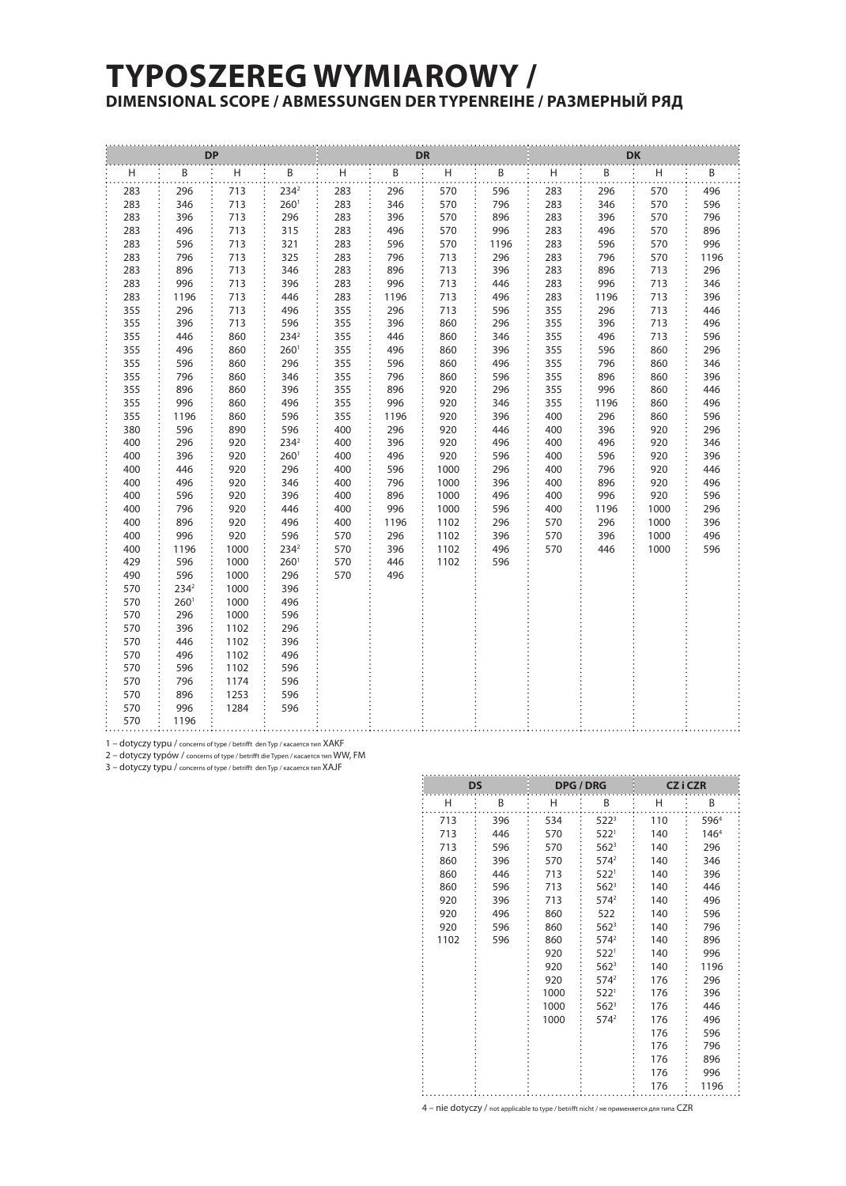# TYPOSZEREG WYMIAROWY /

## DIMENSIONAL SCOPE / ABMESSUNGEN DER TYPENREIHE / РАЗМЕРНЫЙ РЯД

| DP | | | | DR | | | | DK | | | |
|---|---|---|---|---|---|---|---|---|---|---|---|
| H | B | H | B | H | B | H | B | H | B | H | B |
| 283 | 296 | 713 | 234[2] | 283 | 296 | 570 | 596 | 283 | 296 | 570 | 496 |
| 283 | 346 | 713 | 260[1] | 283 | 346 | 570 | 796 | 283 | 346 | 570 | 596 |
| 283 | 396 | 713 | 296 | 283 | 396 | 570 | 896 | 283 | 396 | 570 | 796 |
| 283 | 496 | 713 | 315 | 283 | 496 | 570 | 996 | 283 | 496 | 570 | 896 |
| 283 | 596 | 713 | 321 | 283 | 596 | 570 | 1196 | 283 | 596 | 570 | 996 |
| 283 | 796 | 713 | 325 | 283 | 796 | 713 | 296 | 283 | 796 | 570 | 1196 |
| 283 | 896 | 713 | 346 | 283 | 896 | 713 | 396 | 283 | 896 | 713 | 296 |
| 283 | 996 | 713 | 396 | 283 | 996 | 713 | 446 | 283 | 996 | 713 | 346 |
| 283 | 1196 | 713 | 446 | 283 | 1196 | 713 | 496 | 283 | 1196 | 713 | 396 |
| 355 | 296 | 713 | 496 | 355 | 296 | 713 | 596 | 355 | 296 | 713 | 446 |
| 355 | 396 | 713 | 596 | 355 | 396 | 860 | 296 | 355 | 396 | 713 | 496 |
| 355 | 446 | 860 | 234[2] | 355 | 446 | 860 | 346 | 355 | 496 | 713 | 596 |
| 355 | 496 | 860 | 260[1] | 355 | 496 | 860 | 396 | 355 | 596 | 860 | 296 |
| 355 | 596 | 860 | 296 | 355 | 596 | 860 | 496 | 355 | 796 | 860 | 346 |
| 355 | 796 | 860 | 346 | 355 | 796 | 860 | 596 | 355 | 896 | 860 | 396 |
| 355 | 896 | 860 | 396 | 355 | 896 | 920 | 296 | 355 | 996 | 860 | 446 |
| 355 | 996 | 860 | 496 | 355 | 996 | 920 | 346 | 355 | 1196 | 860 | 496 |
| 355 | 1196 | 860 | 596 | 355 | 1196 | 920 | 396 | 400 | 296 | 860 | 596 |
| 380 | 596 | 890 | 596 | 400 | 296 | 920 | 446 | 400 | 396 | 920 | 296 |
| 400 | 296 | 920 | 234[2] | 400 | 396 | 920 | 496 | 400 | 496 | 920 | 346 |
| 400 | 396 | 920 | 260[1] | 400 | 496 | 920 | 596 | 400 | 596 | 920 | 396 |
| 400 | 446 | 920 | 296 | 400 | 596 | 1000 | 296 | 400 | 796 | 920 | 446 |
| 400 | 496 | 920 | 346 | 400 | 796 | 1000 | 396 | 400 | 896 | 920 | 496 |
| 400 | 596 | 920 | 396 | 400 | 896 | 1000 | 496 | 400 | 996 | 920 | 596 |
| 400 | 796 | 920 | 446 | 400 | 996 | 1000 | 596 | 400 | 1196 | 1000 | 296 |
| 400 | 896 | 920 | 496 | 400 | 1196 | 1102 | 296 | 570 | 296 | 1000 | 396 |
| 400 | 996 | 920 | 596 | 570 | 296 | 1102 | 396 | 570 | 396 | 1000 | 496 |
| 400 | 1196 | 1000 | 234[2] | 570 | 396 | 1102 | 496 | 570 | 446 | 1000 | 596 |
| 429 | 596 | 1000 | 260[1] | 570 | 446 | 1102 | 596 | | | | |
| 490 | 596 | 1000 | 296 | 570 | 496 | | | | | | |
| 570 | 234[2] | 1000 | 396 | | | | | | | | |
| 570 | 260[1] | 1000 | 496 | | | | | | | | |
| 570 | 296 | 1000 | 596 | | | | | | | | |
| 570 | 396 | 1102 | 296 | | | | | | | | |
| 570 | 446 | 1102 | 396 | | | | | | | | |
| 570 | 496 | 1102 | 496 | | | | | | | | |
| 570 | 596 | 1102 | 596 | | | | | | | | |
| 570 | 796 | 1174 | 596 | | | | | | | | |
| 570 | 896 | 1253 | 596 | | | | | | | | |
| 570 | 996 | 1284 | 596 | | | | | | | | |
| 570 | 1196 | | | | | | | | | | |

1 – dotyczy typu / concerns of type / betrifft den Typ / касается тип XAKF

2 – dotyczy typów / concerns of type / betrifft die Typen / касается тип WW, FM

3 – dotyczy typu / concerns of type / betrifft den Typ / касается тип XAJF

| DS | | DPG / DRG | | CZ i CZR | |
|---|---|---|---|---|---|
| H | B | H | B | H | B |
| 713 | 396 | 534 | 522[3] | 110 | 596[4] |
| 713 | 446 | 570 | 522[1] | 140 | 146[4] |
| 713 | 596 | 570 | 562[3] | 140 | 296 |
| 860 | 396 | 570 | 574[2] | 140 | 346 |
| 860 | 446 | 713 | 522[1] | 140 | 396 |
| 860 | 596 | 713 | 562[3] | 140 | 446 |
| 920 | 396 | 713 | 574[2] | 140 | 496 |
| 920 | 496 | 860 | 522 | 140 | 596 |
| 920 | 596 | 860 | 562[3] | 140 | 796 |
| 1102 | 596 | 860 | 574[2] | 140 | 896 |
| | | 920 | 522[1] | 140 | 996 |
| | | 920 | 562[3] | 140 | 1196 |
| | | 920 | 574[2] | 176 | 296 |
| | | 1000 | 522[1] | 176 | 396 |
| | | 1000 | 562[3] | 176 | 446 |
| | | 1000 | 574[2] | 176 | 496 |
| | | | | 176 | 596 |
| | | | | 176 | 796 |
| | | | | 176 | 896 |
| | | | | 176 | 996 |
| | | | | 176 | 1196 |

4 – nie dotyczy / not applicable to type / betrifft nicht / не применяется для типа CZR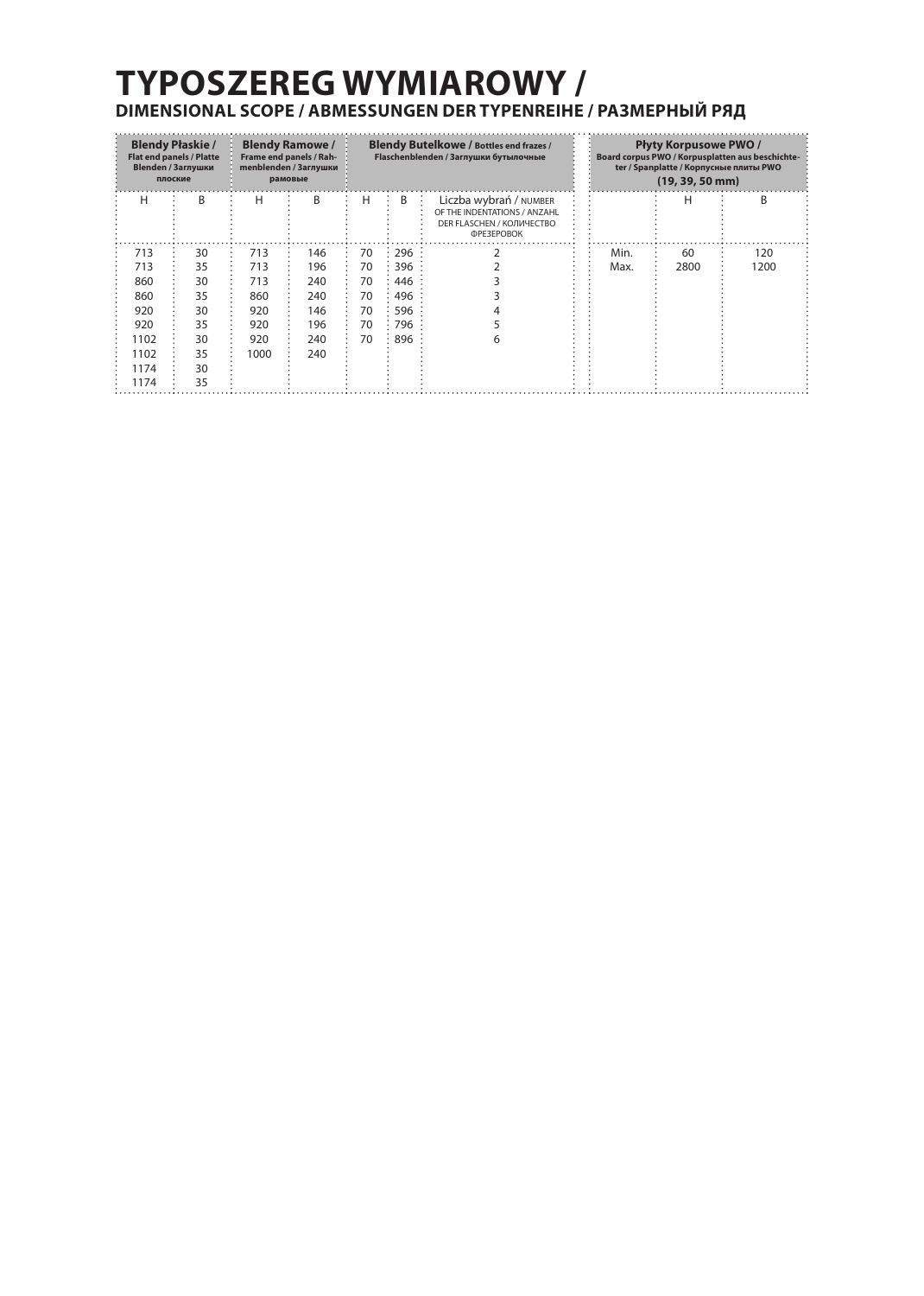# TYPOSZEREG WYMIAROWY /

## DIMENSIONAL SCOPE / ABMESSUNGEN DER TYPENREIHE / РАЗМЕРНЫЙ РЯД

| **Blendy Płaskie /** Flat end panels / Platte Blenden / Заглушки плоские | | **Blendy Ramowe /** Frame end panels / Rahmenblenden / Заглушки рамовые | | **Blendy Butelkowe /** Bottles end frazes / Flaschenblenden / Заглушки бутылочные | | | **Płyty Korpusowe PWO /** Board corpus PWO / Korpusplatten aus beschichteter / Spanplatte / Корпусные плиты PWO (19, 39, 50 mm) | | |
|---|---|---|---|---|---|---|---|---|---|
| H | B | H | B | H | B | Liczba wybrań / NUMBER OF THE INDENTATIONS / ANZAHL DER FLASCHEN / КОЛИЧЕСТВО ФРЕЗЕРОВОК | | H | B |
| 713 | 30 | 713 | 146 | 70 | 296 | 2 | Min. | 60 | 120 |
| 713 | 35 | 713 | 196 | 70 | 396 | 2 | Max. | 2800 | 1200 |
| 860 | 30 | 713 | 240 | 70 | 446 | 3 | | | |
| 860 | 35 | 860 | 240 | 70 | 496 | 3 | | | |
| 920 | 30 | 920 | 146 | 70 | 596 | 4 | | | |
| 920 | 35 | 920 | 196 | 70 | 796 | 5 | | | |
| 1102 | 30 | 920 | 240 | 70 | 896 | 6 | | | |
| 1102 | 35 | 1000 | 240 | | | | | | |
| 1174 | 30 | | | | | | | | |
| 1174 | 35 | | | | | | | | |